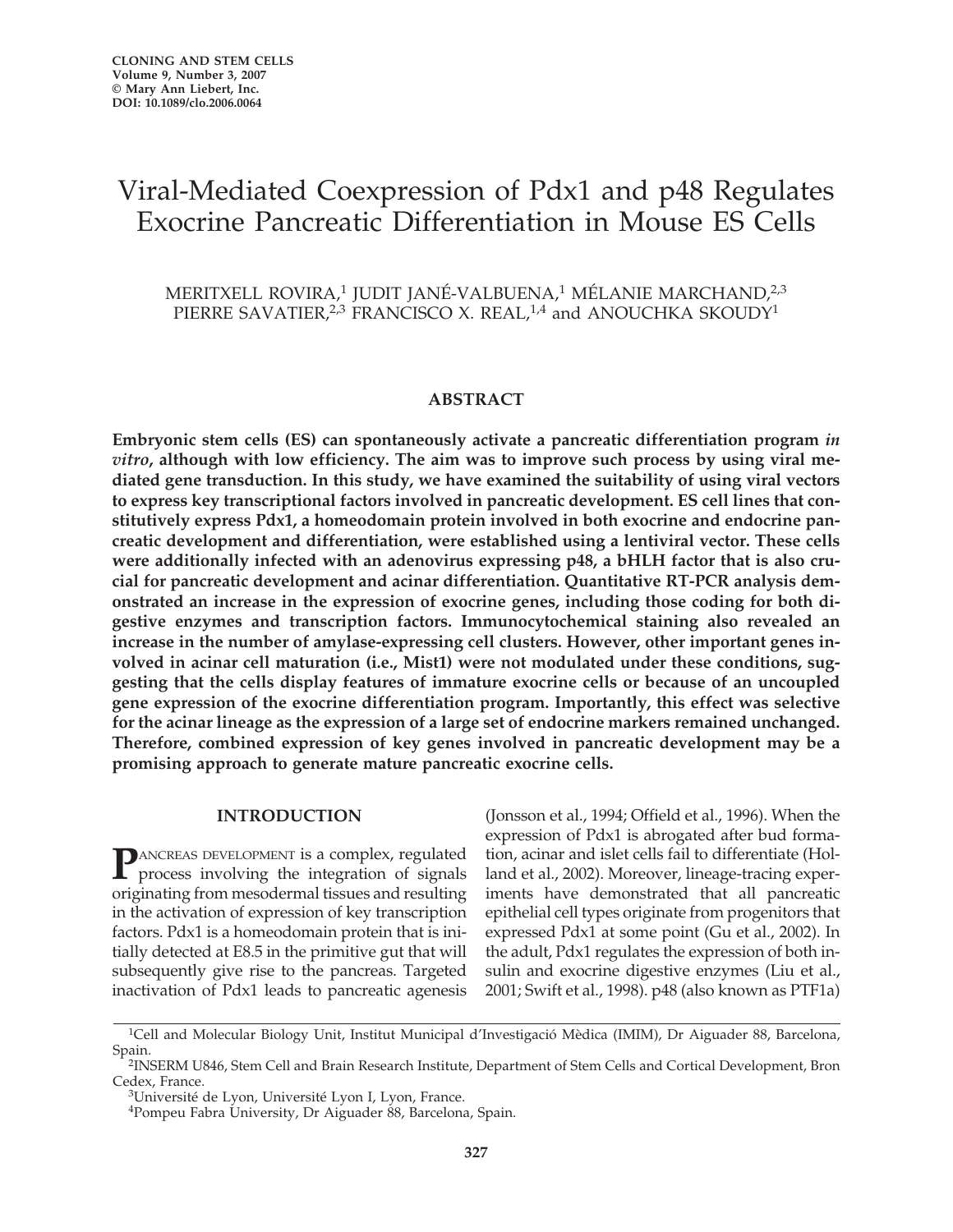# Viral-Mediated Coexpression of Pdx1 and p48 Regulates Exocrine Pancreatic Differentiation in Mouse ES Cells

MERITXELL ROVIRA,[1] JUDIT JANÉ-VALBUENA,[1] MÉLANIE MARCHAND,[2,3] PIERRE SAVATIER,[2,3] FRANCISCO X. REAL,[1,4] and ANOUCHKA SKOUDY[1]

## ABSTRACT

**Embryonic stem cells (ES) can spontaneously activate a pancreatic differentiation program *in vitro*, although with low efficiency. The aim was to improve such process by using viral mediated gene transduction. In this study, we have examined the suitability of using viral vectors to express key transcriptional factors involved in pancreatic development. ES cell lines that constitutively express Pdx1, a homeodomain protein involved in both exocrine and endocrine pancreatic development and differentiation, were established using a lentiviral vector. These cells were additionally infected with an adenovirus expressing p48, a bHLH factor that is also crucial for pancreatic development and acinar differentiation. Quantitative RT-PCR analysis demonstrated an increase in the expression of exocrine genes, including those coding for both digestive enzymes and transcription factors. Immunocytochemical staining also revealed an increase in the number of amylase-expressing cell clusters. However, other important genes involved in acinar cell maturation (i.e., Mist1) were not modulated under these conditions, suggesting that the cells display features of immature exocrine cells or because of an uncoupled gene expression of the exocrine differentiation program. Importantly, this effect was selective for the acinar lineage as the expression of a large set of endocrine markers remained unchanged. Therefore, combined expression of key genes involved in pancreatic development may be a promising approach to generate mature pancreatic exocrine cells.**

## INTRODUCTION

PANCREAS DEVELOPMENT is a complex, regulated process involving the integration of signals originating from mesodermal tissues and resulting in the activation of expression of key transcription factors. Pdx1 is a homeodomain protein that is initially detected at E8.5 in the primitive gut that will subsequently give rise to the pancreas. Targeted inactivation of Pdx1 leads to pancreatic agenesis (Jonsson et al., 1994; Offield et al., 1996). When the expression of Pdx1 is abrogated after bud formation, acinar and islet cells fail to differentiate (Holland et al., 2002). Moreover, lineage-tracing experiments have demonstrated that all pancreatic epithelial cell types originate from progenitors that expressed Pdx1 at some point (Gu et al., 2002). In the adult, Pdx1 regulates the expression of both insulin and exocrine digestive enzymes (Liu et al., 2001; Swift et al., 1998). p48 (also known as PTF1a)

[1]Cell and Molecular Biology Unit, Institut Municipal d'Investigació Mèdica (IMIM), Dr Aiguader 88, Barcelona, Spain.

[2]INSERM U846, Stem Cell and Brain Research Institute, Department of Stem Cells and Cortical Development, Bron Cedex, France.

[3]Université de Lyon, Université Lyon I, Lyon, France.

[4]Pompeu Fabra University, Dr Aiguader 88, Barcelona, Spain.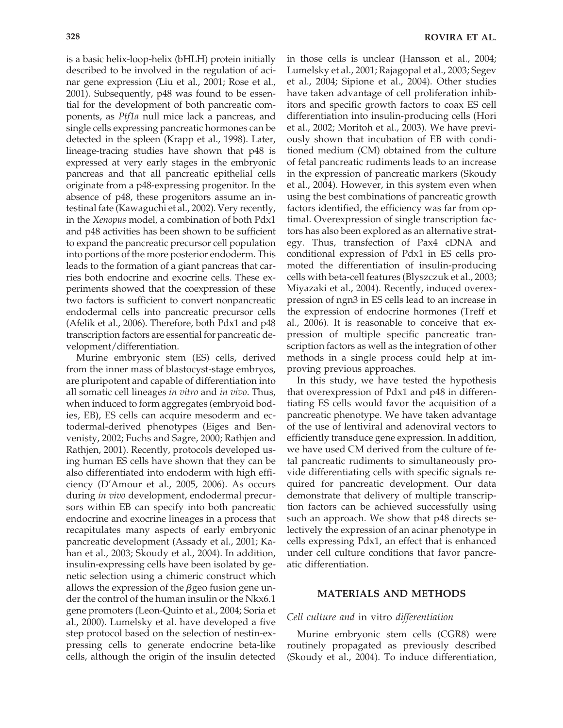is a basic helix-loop-helix (bHLH) protein initially described to be involved in the regulation of acinar gene expression (Liu et al., 2001; Rose et al., 2001). Subsequently, p48 was found to be essential for the development of both pancreatic components, as *Ptf1a* null mice lack a pancreas, and single cells expressing pancreatic hormones can be detected in the spleen (Krapp et al., 1998). Later, lineage-tracing studies have shown that p48 is expressed at very early stages in the embryonic pancreas and that all pancreatic epithelial cells originate from a p48-expressing progenitor. In the absence of p48, these progenitors assume an intestinal fate (Kawaguchi et al., 2002). Very recently, in the *Xenopus* model, a combination of both Pdx1 and p48 activities has been shown to be sufficient to expand the pancreatic precursor cell population into portions of the more posterior endoderm. This leads to the formation of a giant pancreas that carries both endocrine and exocrine cells. These experiments showed that the coexpression of these two factors is sufficient to convert nonpancreatic endodermal cells into pancreatic precursor cells (Afelik et al., 2006). Therefore, both Pdx1 and p48 transcription factors are essential for pancreatic development/differentiation.

Murine embryonic stem (ES) cells, derived from the inner mass of blastocyst-stage embryos, are pluripotent and capable of differentiation into all somatic cell lineages *in vitro* and *in vivo*. Thus, when induced to form aggregates (embryoid bodies, EB), ES cells can acquire mesoderm and ectodermal-derived phenotypes (Eiges and Benvenisty, 2002; Fuchs and Sagre, 2000; Rathjen and Rathjen, 2001). Recently, protocols developed using human ES cells have shown that they can be also differentiated into endoderm with high efficiency (D'Amour et al., 2005, 2006). As occurs during *in vivo* development, endodermal precursors within EB can specify into both pancreatic endocrine and exocrine lineages in a process that recapitulates many aspects of early embryonic pancreatic development (Assady et al., 2001; Kahan et al., 2003; Skoudy et al., 2004). In addition, insulin-expressing cells have been isolated by genetic selection using a chimeric construct which allows the expression of the $\beta$geo fusion gene under the control of the human insulin or the Nkx6.1 gene promoters (Leon-Quinto et al., 2004; Soria et al., 2000). Lumelsky et al. have developed a five step protocol based on the selection of nestin-expressing cells to generate endocrine beta-like cells, although the origin of the insulin detected in those cells is unclear (Hansson et al., 2004; Lumelsky et al., 2001; Rajagopal et al., 2003; Segev et al., 2004; Sipione et al., 2004). Other studies have taken advantage of cell proliferation inhibitors and specific growth factors to coax ES cell differentiation into insulin-producing cells (Hori et al., 2002; Moritoh et al., 2003). We have previously shown that incubation of EB with conditioned medium (CM) obtained from the culture of fetal pancreatic rudiments leads to an increase in the expression of pancreatic markers (Skoudy et al., 2004). However, in this system even when using the best combinations of pancreatic growth factors identified, the efficiency was far from optimal. Overexpression of single transcription factors has also been explored as an alternative strategy. Thus, transfection of Pax4 cDNA and conditional expression of Pdx1 in ES cells promoted the differentiation of insulin-producing cells with beta-cell features (Blyszczuk et al., 2003; Miyazaki et al., 2004). Recently, induced overexpression of ngn3 in ES cells lead to an increase in the expression of endocrine hormones (Treff et al., 2006). It is reasonable to conceive that expression of multiple specific pancreatic transcription factors as well as the integration of other methods in a single process could help at improving previous approaches.

In this study, we have tested the hypothesis that overexpression of Pdx1 and p48 in differentiating ES cells would favor the acquisition of a pancreatic phenotype. We have taken advantage of the use of lentiviral and adenoviral vectors to efficiently transduce gene expression. In addition, we have used CM derived from the culture of fetal pancreatic rudiments to simultaneously provide differentiating cells with specific signals required for pancreatic development. Our data demonstrate that delivery of multiple transcription factors can be achieved successfully using such an approach. We show that p48 directs selectively the expression of an acinar phenotype in cells expressing Pdx1, an effect that is enhanced under cell culture conditions that favor pancreatic differentiation.

## MATERIALS AND METHODS

### *Cell culture and* in vitro *differentiation*

Murine embryonic stem cells (CGR8) were routinely propagated as previously described (Skoudy et al., 2004). To induce differentiation,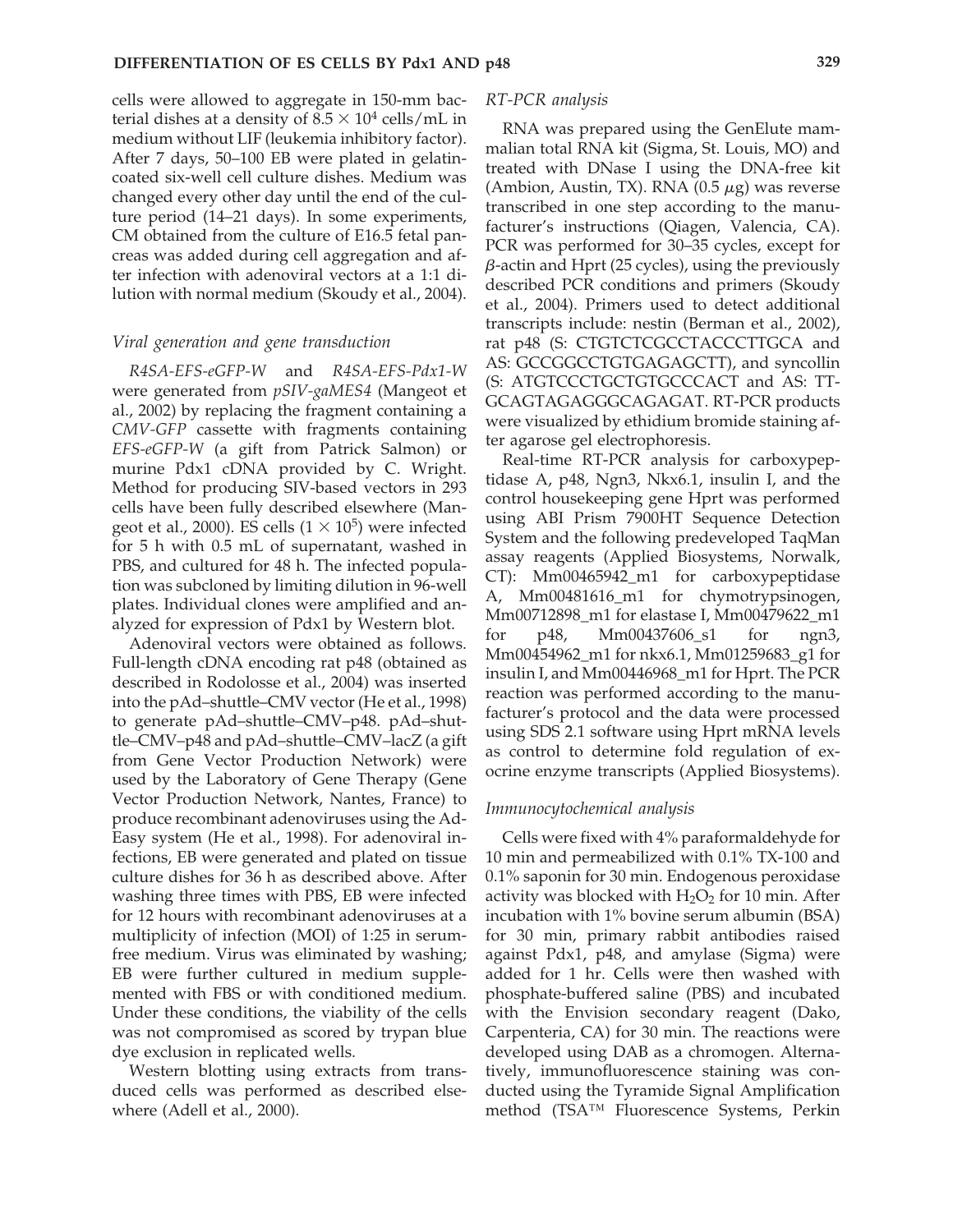cells were allowed to aggregate in 150-mm bacterial dishes at a density of $8.5 \times 10^4$ cells/mL in medium without LIF (leukemia inhibitory factor). After 7 days, 50–100 EB were plated in gelatin-coated six-well cell culture dishes. Medium was changed every other day until the end of the culture period (14–21 days). In some experiments, CM obtained from the culture of E16.5 fetal pancreas was added during cell aggregation and after infection with adenoviral vectors at a 1:1 dilution with normal medium (Skoudy et al., 2004).

### *Viral generation and gene transduction*

*R4SA-EFS-eGFP-W* and *R4SA-EFS-Pdx1-W* were generated from *pSIV-gaMES4* (Mangeot et al., 2002) by replacing the fragment containing a *CMV-GFP* cassette with fragments containing *EFS-eGFP-W* (a gift from Patrick Salmon) or murine Pdx1 cDNA provided by C. Wright. Method for producing SIV-based vectors in 293 cells have been fully described elsewhere (Mangeot et al., 2000). ES cells ($1 \times 10^5$) were infected for 5 h with 0.5 mL of supernatant, washed in PBS, and cultured for 48 h. The infected population was subcloned by limiting dilution in 96-well plates. Individual clones were amplified and analyzed for expression of Pdx1 by Western blot.

Adenoviral vectors were obtained as follows. Full-length cDNA encoding rat p48 (obtained as described in Rodolosse et al., 2004) was inserted into the pAd–shuttle–CMV vector (He et al., 1998) to generate pAd–shuttle–CMV–p48. pAd–shuttle–CMV–p48 and pAd–shuttle–CMV–lacZ (a gift from Gene Vector Production Network) were used by the Laboratory of Gene Therapy (Gene Vector Production Network, Nantes, France) to produce recombinant adenoviruses using the Ad-Easy system (He et al., 1998). For adenoviral infections, EB were generated and plated on tissue culture dishes for 36 h as described above. After washing three times with PBS, EB were infected for 12 hours with recombinant adenoviruses at a multiplicity of infection (MOI) of 1:25 in serum-free medium. Virus was eliminated by washing; EB were further cultured in medium supplemented with FBS or with conditioned medium. Under these conditions, the viability of the cells was not compromised as scored by trypan blue dye exclusion in replicated wells.

Western blotting using extracts from transduced cells was performed as described elsewhere (Adell et al., 2000).

### *RT-PCR analysis*

RNA was prepared using the GenElute mammalian total RNA kit (Sigma, St. Louis, MO) and treated with DNase I using the DNA-free kit (Ambion, Austin, TX). RNA (0.5 $\mu$g) was reverse transcribed in one step according to the manufacturer's instructions (Qiagen, Valencia, CA). PCR was performed for 30–35 cycles, except for $\beta$-actin and Hprt (25 cycles), using the previously described PCR conditions and primers (Skoudy et al., 2004). Primers used to detect additional transcripts include: nestin (Berman et al., 2002), rat p48 (S: CTGTCTCGCCTACCCTTGCA and AS: GCCGGCCTGTGAGAGCTT), and syncollin (S: ATGTCCCTGCTGTGCCCACT and AS: TTGCAGTAGAGGGCAGAGAT. RT-PCR products were visualized by ethidium bromide staining after agarose gel electrophoresis.

Real-time RT-PCR analysis for carboxypeptidase A, p48, Ngn3, Nkx6.1, insulin I, and the control housekeeping gene Hprt was performed using ABI Prism 7900HT Sequence Detection System and the following predeveloped TaqMan assay reagents (Applied Biosystems, Norwalk, CT): Mm00465942_m1 for carboxypeptidase A, Mm00481616_m1 for chymotrypsinogen, Mm00712898_m1 for elastase I, Mm00479622_m1 for p48, Mm00437606_s1 for ngn3, Mm00454962_m1 for nkx6.1, Mm01259683_g1 for insulin I, and Mm00446968_m1 for Hprt. The PCR reaction was performed according to the manufacturer's protocol and the data were processed using SDS 2.1 software using Hprt mRNA levels as control to determine fold regulation of exocrine enzyme transcripts (Applied Biosystems).

### *Immunocytochemical analysis*

Cells were fixed with 4% paraformaldehyde for 10 min and permeabilized with 0.1% TX-100 and 0.1% saponin for 30 min. Endogenous peroxidase activity was blocked with $H_2O_2$ for 10 min. After incubation with 1% bovine serum albumin (BSA) for 30 min, primary rabbit antibodies raised against Pdx1, p48, and amylase (Sigma) were added for 1 hr. Cells were then washed with phosphate-buffered saline (PBS) and incubated with the Envision secondary reagent (Dako, Carpenteria, CA) for 30 min. The reactions were developed using DAB as a chromogen. Alternatively, immunofluorescence staining was conducted using the Tyramide Signal Amplification method (TSA™ Fluorescence Systems, Perkin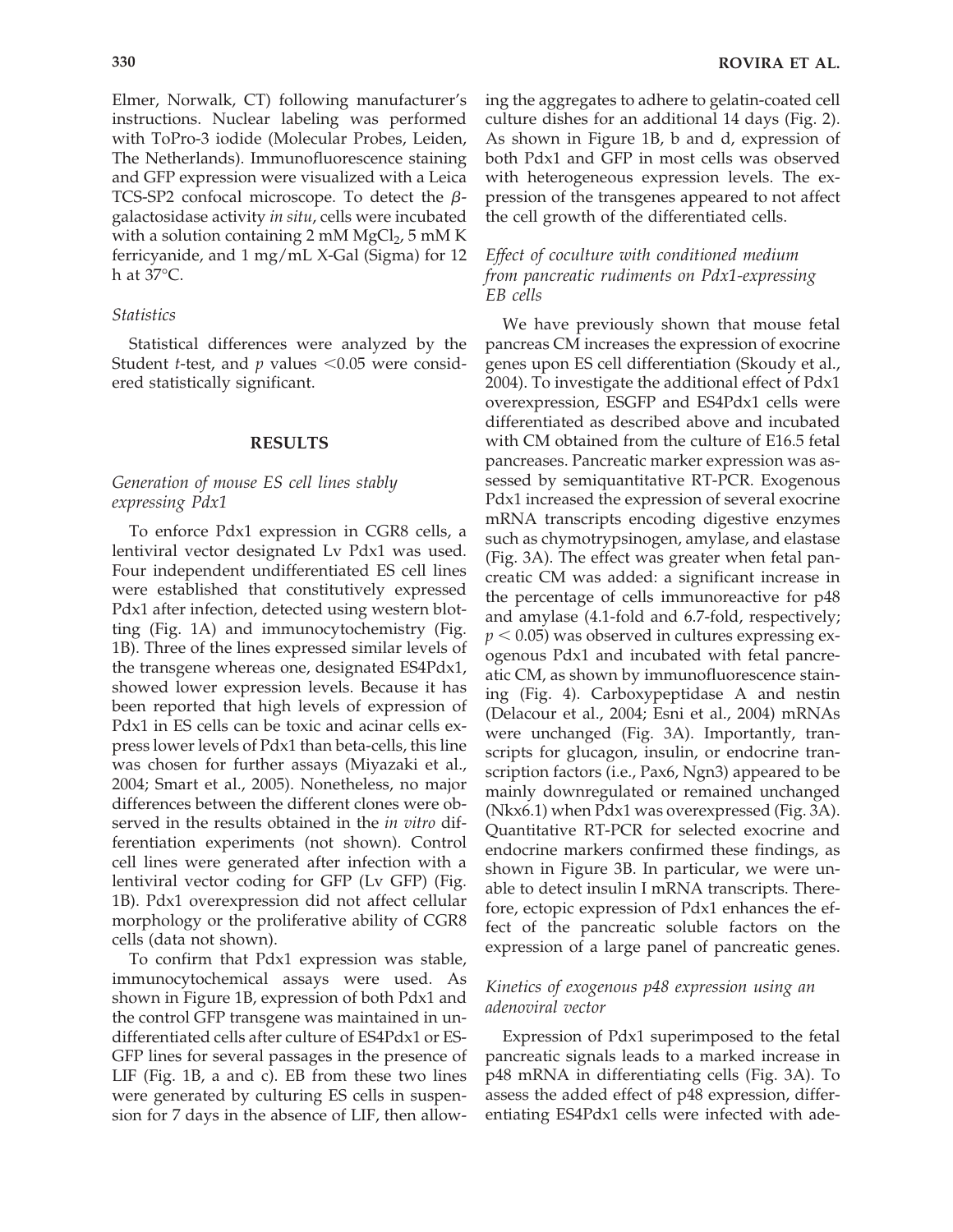Elmer, Norwalk, CT) following manufacturer's instructions. Nuclear labeling was performed with ToPro-3 iodide (Molecular Probes, Leiden, The Netherlands). Immunofluorescence staining and GFP expression were visualized with a Leica TCS-SP2 confocal microscope. To detect the $\beta$-galactosidase activity *in situ*, cells were incubated with a solution containing 2 mM $MgCl_2$, 5 mM K ferricyanide, and 1 mg/mL X-Gal (Sigma) for 12 h at 37°C.

### *Statistics*

Statistical differences were analyzed by the Student *t*-test, and *p* values $<0.05$ were considered statistically significant.

## RESULTS

### *Generation of mouse ES cell lines stably expressing Pdx1*

To enforce Pdx1 expression in CGR8 cells, a lentiviral vector designated Lv Pdx1 was used. Four independent undifferentiated ES cell lines were established that constitutively expressed Pdx1 after infection, detected using western blotting (Fig. 1A) and immunocytochemistry (Fig. 1B). Three of the lines expressed similar levels of the transgene whereas one, designated ES4Pdx1, showed lower expression levels. Because it has been reported that high levels of expression of Pdx1 in ES cells can be toxic and acinar cells express lower levels of Pdx1 than beta-cells, this line was chosen for further assays (Miyazaki et al., 2004; Smart et al., 2005). Nonetheless, no major differences between the different clones were observed in the results obtained in the *in vitro* differentiation experiments (not shown). Control cell lines were generated after infection with a lentiviral vector coding for GFP (Lv GFP) (Fig. 1B). Pdx1 overexpression did not affect cellular morphology or the proliferative ability of CGR8 cells (data not shown).

To confirm that Pdx1 expression was stable, immunocytochemical assays were used. As shown in Figure 1B, expression of both Pdx1 and the control GFP transgene was maintained in undifferentiated cells after culture of ES4Pdx1 or ES-GFP lines for several passages in the presence of LIF (Fig. 1B, a and c). EB from these two lines were generated by culturing ES cells in suspension for 7 days in the absence of LIF, then allowing the aggregates to adhere to gelatin-coated cell culture dishes for an additional 14 days (Fig. 2). As shown in Figure 1B, b and d, expression of both Pdx1 and GFP in most cells was observed with heterogeneous expression levels. The expression of the transgenes appeared to not affect the cell growth of the differentiated cells.

### *Effect of coculture with conditioned medium from pancreatic rudiments on Pdx1-expressing EB cells*

We have previously shown that mouse fetal pancreas CM increases the expression of exocrine genes upon ES cell differentiation (Skoudy et al., 2004). To investigate the additional effect of Pdx1 overexpression, ESGFP and ES4Pdx1 cells were differentiated as described above and incubated with CM obtained from the culture of E16.5 fetal pancreases. Pancreatic marker expression was assessed by semiquantitative RT-PCR. Exogenous Pdx1 increased the expression of several exocrine mRNA transcripts encoding digestive enzymes such as chymotrypsinogen, amylase, and elastase (Fig. 3A). The effect was greater when fetal pancreatic CM was added: a significant increase in the percentage of cells immunoreactive for p48 and amylase (4.1-fold and 6.7-fold, respectively; $p < 0.05$) was observed in cultures expressing exogenous Pdx1 and incubated with fetal pancreatic CM, as shown by immunofluorescence staining (Fig. 4). Carboxypeptidase A and nestin (Delacour et al., 2004; Esni et al., 2004) mRNAs were unchanged (Fig. 3A). Importantly, transcripts for glucagon, insulin, or endocrine transcription factors (i.e., Pax6, Ngn3) appeared to be mainly downregulated or remained unchanged (Nkx6.1) when Pdx1 was overexpressed (Fig. 3A). Quantitative RT-PCR for selected exocrine and endocrine markers confirmed these findings, as shown in Figure 3B. In particular, we were unable to detect insulin I mRNA transcripts. Therefore, ectopic expression of Pdx1 enhances the effect of the pancreatic soluble factors on the expression of a large panel of pancreatic genes.

### *Kinetics of exogenous p48 expression using an adenoviral vector*

Expression of Pdx1 superimposed to the fetal pancreatic signals leads to a marked increase in p48 mRNA in differentiating cells (Fig. 3A). To assess the added effect of p48 expression, differentiating ES4Pdx1 cells were infected with ade-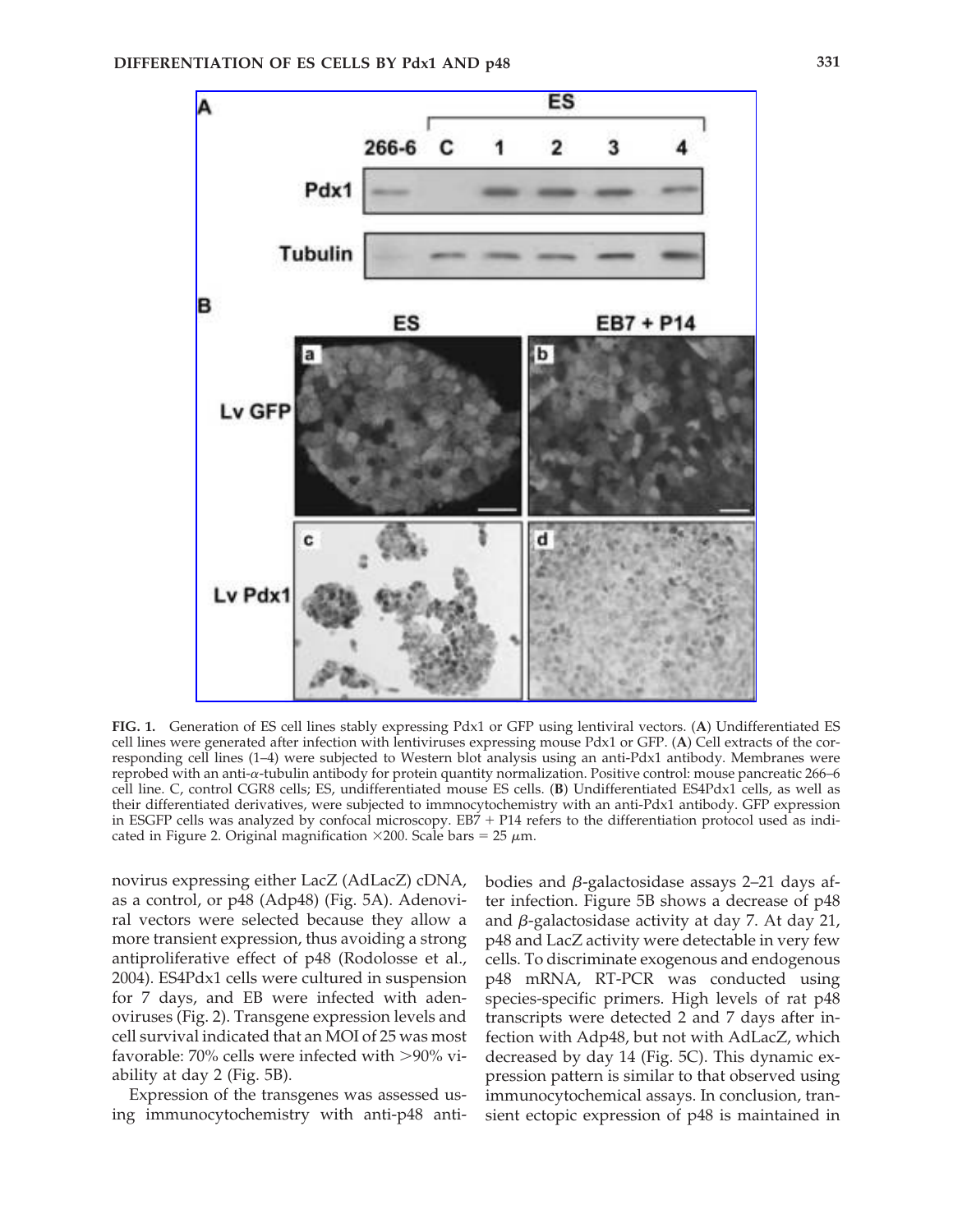**FIG. 1.** Generation of ES cell lines stably expressing Pdx1 or GFP using lentiviral vectors. (**A**) Undifferentiated ES cell lines were generated after infection with lentiviruses expressing mouse Pdx1 or GFP. (**A**) Cell extracts of the corresponding cell lines (1–4) were subjected to Western blot analysis using an anti-Pdx1 antibody. Membranes were reprobed with an anti-α-tubulin antibody for protein quantity normalization. Positive control: mouse pancreatic 266–6 cell line. C, control CGR8 cells; ES, undifferentiated mouse ES cells. (**B**) Undifferentiated ES4Pdx1 cells, as well as their differentiated derivatives, were subjected to immnocytochemistry with an anti-Pdx1 antibody. GFP expression in ESGFP cells was analyzed by confocal microscopy. EB7 + P14 refers to the differentiation protocol used as indicated in Figure 2. Original magnification ×200. Scale bars = 25 μm.

novirus expressing either LacZ (AdLacZ) cDNA, as a control, or p48 (Adp48) (Fig. 5A). Adenoviral vectors were selected because they allow a more transient expression, thus avoiding a strong antiproliferative effect of p48 (Rodolosse et al., 2004). ES4Pdx1 cells were cultured in suspension for 7 days, and EB were infected with adenoviruses (Fig. 2). Transgene expression levels and cell survival indicated that an MOI of 25 was most favorable: 70% cells were infected with >90% viability at day 2 (Fig. 5B).

Expression of the transgenes was assessed using immunocytochemistry with anti-p48 antibodies and β-galactosidase assays 2–21 days after infection. Figure 5B shows a decrease of p48 and β-galactosidase activity at day 7. At day 21, p48 and LacZ activity were detectable in very few cells. To discriminate exogenous and endogenous p48 mRNA, RT-PCR was conducted using species-specific primers. High levels of rat p48 transcripts were detected 2 and 7 days after infection with Adp48, but not with AdLacZ, which decreased by day 14 (Fig. 5C). This dynamic expression pattern is similar to that observed using immunocytochemical assays. In conclusion, transient ectopic expression of p48 is maintained in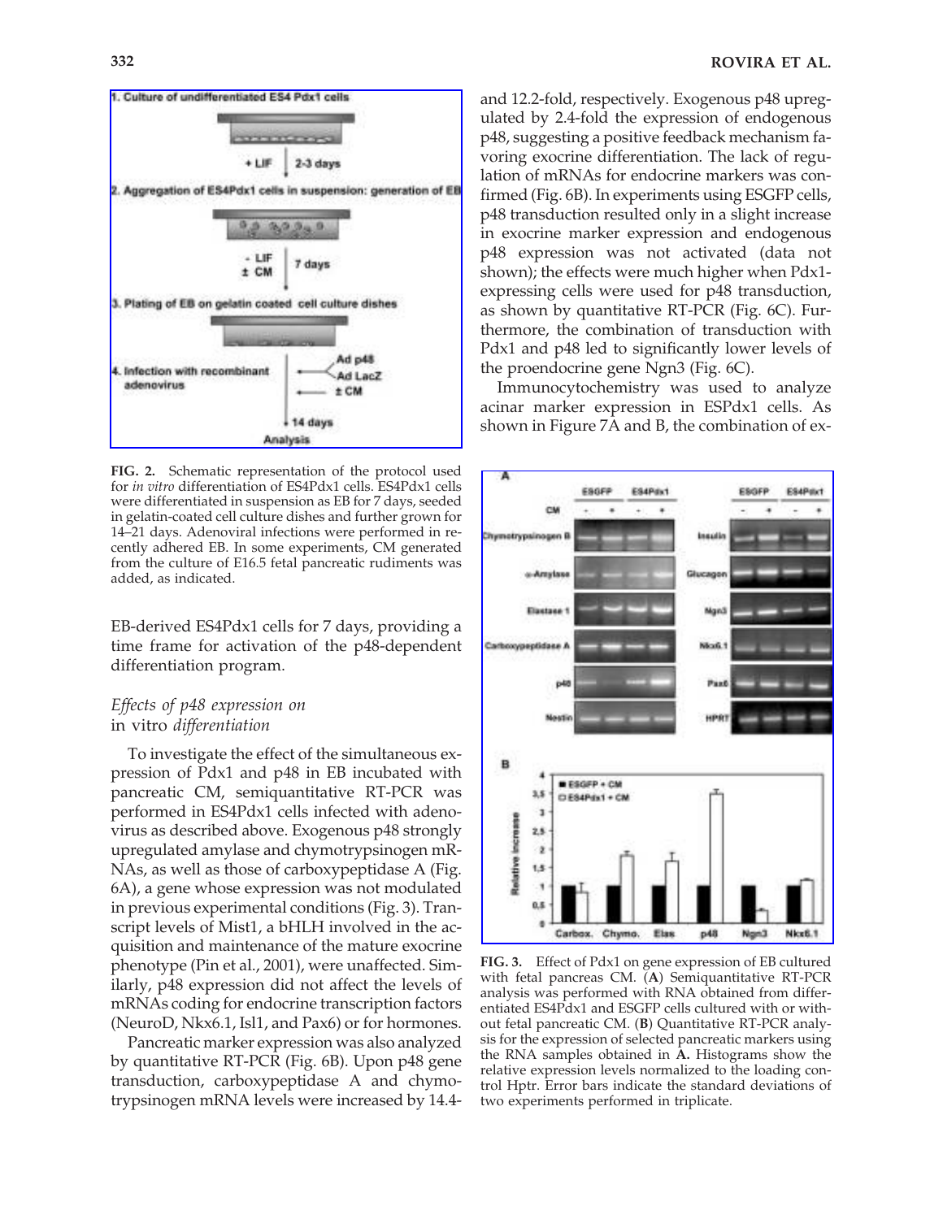FIG. 2. Schematic representation of the protocol used for *in vitro* differentiation of ES4Pdx1 cells. ES4Pdx1 cells were differentiated in suspension as EB for 7 days, seeded in gelatin-coated cell culture dishes and further grown for 14–21 days. Adenoviral infections were performed in recently adhered EB. In some experiments, CM generated from the culture of E16.5 fetal pancreatic rudiments was added, as indicated.

EB-derived ES4Pdx1 cells for 7 days, providing a time frame for activation of the p48-dependent differentiation program.

### *Effects of p48 expression on* in vitro *differentiation*

To investigate the effect of the simultaneous expression of Pdx1 and p48 in EB incubated with pancreatic CM, semiquantitative RT-PCR was performed in ES4Pdx1 cells infected with adenovirus as described above. Exogenous p48 strongly upregulated amylase and chymotrypsinogen mRNAs, as well as those of carboxypeptidase A (Fig. 6A), a gene whose expression was not modulated in previous experimental conditions (Fig. 3). Transcript levels of Mist1, a bHLH involved in the acquisition and maintenance of the mature exocrine phenotype (Pin et al., 2001), were unaffected. Similarly, p48 expression did not affect the levels of mRNAs coding for endocrine transcription factors (NeuroD, Nkx6.1, Isl1, and Pax6) or for hormones.

Pancreatic marker expression was also analyzed by quantitative RT-PCR (Fig. 6B). Upon p48 gene transduction, carboxypeptidase A and chymotrypsinogen mRNA levels were increased by 14.4- and 12.2-fold, respectively. Exogenous p48 upregulated by 2.4-fold the expression of endogenous p48, suggesting a positive feedback mechanism favoring exocrine differentiation. The lack of regulation of mRNAs for endocrine markers was confirmed (Fig. 6B). In experiments using ESGFP cells, p48 transduction resulted only in a slight increase in exocrine marker expression and endogenous p48 expression was not activated (data not shown); the effects were much higher when Pdx1-expressing cells were used for p48 transduction, as shown by quantitative RT-PCR (Fig. 6C). Furthermore, the combination of transduction with Pdx1 and p48 led to significantly lower levels of the proendocrine gene Ngn3 (Fig. 6C).

Immunocytochemistry was used to analyze acinar marker expression in ESPdx1 cells. As shown in Figure 7A and B, the combination of ex-

FIG. 3. Effect of Pdx1 on gene expression of EB cultured with fetal pancreas CM. (**A**) Semiquantitative RT-PCR analysis was performed with RNA obtained from differentiated ES4Pdx1 and ESGFP cells cultured with or without fetal pancreatic CM. (**B**) Quantitative RT-PCR analysis for the expression of selected pancreatic markers using the RNA samples obtained in **A.** Histograms show the relative expression levels normalized to the loading control Hptr. Error bars indicate the standard deviations of two experiments performed in triplicate.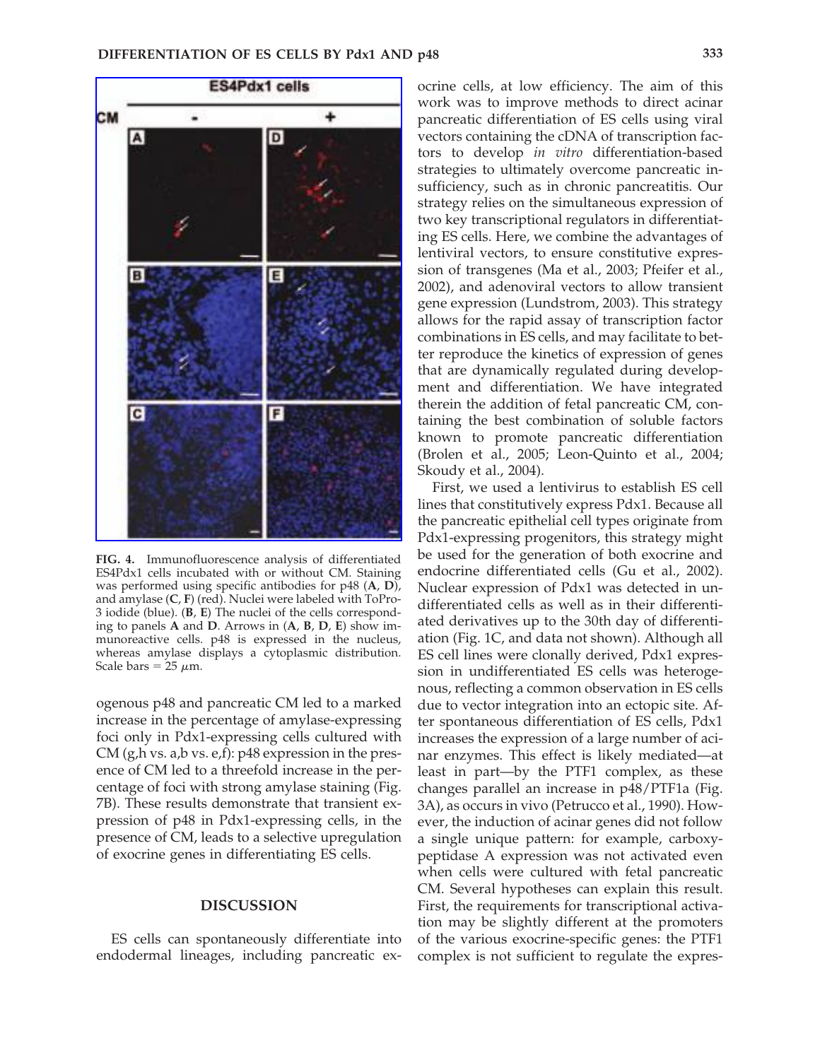FIG. 4. Immunofluorescence analysis of differentiated ES4Pdx1 cells incubated with or without CM. Staining was performed using specific antibodies for p48 (**A**, **D**), and amylase (**C**, **F**) (red). Nuclei were labeled with ToPro-3 iodide (blue). (**B**, **E**) The nuclei of the cells corresponding to panels **A** and **D**. Arrows in (**A**, **B**, **D**, **E**) show immunoreactive cells. p48 is expressed in the nucleus, whereas amylase displays a cytoplasmic distribution. Scale bars = 25 μm.

ogenous p48 and pancreatic CM led to a marked increase in the percentage of amylase-expressing foci only in Pdx1-expressing cells cultured with CM (g,h vs. a,b vs. e,f): p48 expression in the presence of CM led to a threefold increase in the percentage of foci with strong amylase staining (Fig. 7B). These results demonstrate that transient expression of p48 in Pdx1-expressing cells, in the presence of CM, leads to a selective upregulation of exocrine genes in differentiating ES cells.

## DISCUSSION

ES cells can spontaneously differentiate into endodermal lineages, including pancreatic exocrine cells, at low efficiency. The aim of this work was to improve methods to direct acinar pancreatic differentiation of ES cells using viral vectors containing the cDNA of transcription factors to develop *in vitro* differentiation-based strategies to ultimately overcome pancreatic insufficiency, such as in chronic pancreatitis. Our strategy relies on the simultaneous expression of two key transcriptional regulators in differentiating ES cells. Here, we combine the advantages of lentiviral vectors, to ensure constitutive expression of transgenes (Ma et al., 2003; Pfeifer et al., 2002), and adenoviral vectors to allow transient gene expression (Lundstrom, 2003). This strategy allows for the rapid assay of transcription factor combinations in ES cells, and may facilitate to better reproduce the kinetics of expression of genes that are dynamically regulated during development and differentiation. We have integrated therein the addition of fetal pancreatic CM, containing the best combination of soluble factors known to promote pancreatic differentiation (Brolen et al., 2005; Leon-Quinto et al., 2004; Skoudy et al., 2004).

First, we used a lentivirus to establish ES cell lines that constitutively express Pdx1. Because all the pancreatic epithelial cell types originate from Pdx1-expressing progenitors, this strategy might be used for the generation of both exocrine and endocrine differentiated cells (Gu et al., 2002). Nuclear expression of Pdx1 was detected in undifferentiated cells as well as in their differentiated derivatives up to the 30th day of differentiation (Fig. 1C, and data not shown). Although all ES cell lines were clonally derived, Pdx1 expression in undifferentiated ES cells was heterogenous, reflecting a common observation in ES cells due to vector integration into an ectopic site. After spontaneous differentiation of ES cells, Pdx1 increases the expression of a large number of acinar enzymes. This effect is likely mediated—at least in part—by the PTF1 complex, as these changes parallel an increase in p48/PTF1a (Fig. 3A), as occurs in vivo (Petrucco et al., 1990). However, the induction of acinar genes did not follow a single unique pattern: for example, carboxypeptidase A expression was not activated even when cells were cultured with fetal pancreatic CM. Several hypotheses can explain this result. First, the requirements for transcriptional activation may be slightly different at the promoters of the various exocrine-specific genes: the PTF1 complex is not sufficient to regulate the expres-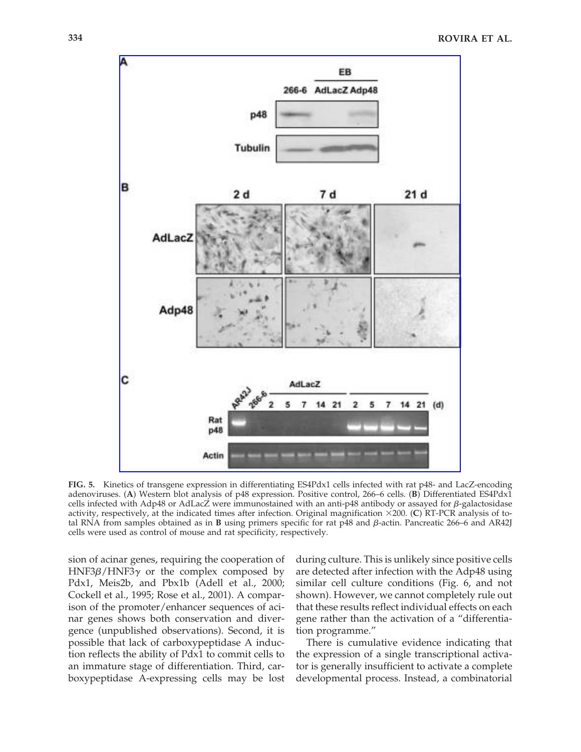**FIG. 5.** Kinetics of transgene expression in differentiating ES4Pdx1 cells infected with rat p48- and LacZ-encoding adenoviruses. (**A**) Western blot analysis of p48 expression. Positive control, 266–6 cells. (**B**) Differentiated ES4Pdx1 cells infected with Adp48 or AdLacZ were immunostained with an anti-p48 antibody or assayed for $\beta$-galactosidase activity, respectively, at the indicated times after infection. Original magnification ×200. (**C**) RT-PCR analysis of total RNA from samples obtained as in **B** using primers specific for rat p48 and $\beta$-actin. Pancreatic 266–6 and AR42J cells were used as control of mouse and rat specificity, respectively.

sion of acinar genes, requiring the cooperation of HNF3$\beta$/HNF3$\gamma$ or the complex composed by Pdx1, Meis2b, and Pbx1b (Adell et al., 2000; Cockell et al., 1995; Rose et al., 2001). A comparison of the promoter/enhancer sequences of acinar genes shows both conservation and divergence (unpublished observations). Second, it is possible that lack of carboxypeptidase A induction reflects the ability of Pdx1 to commit cells to an immature stage of differentiation. Third, carboxypeptidase A-expressing cells may be lost during culture. This is unlikely since positive cells are detected after infection with the Adp48 using similar cell culture conditions (Fig. 6, and not shown). However, we cannot completely rule out that these results reflect individual effects on each gene rather than the activation of a "differentiation programme."

There is cumulative evidence indicating that the expression of a single transcriptional activator is generally insufficient to activate a complete developmental process. Instead, a combinatorial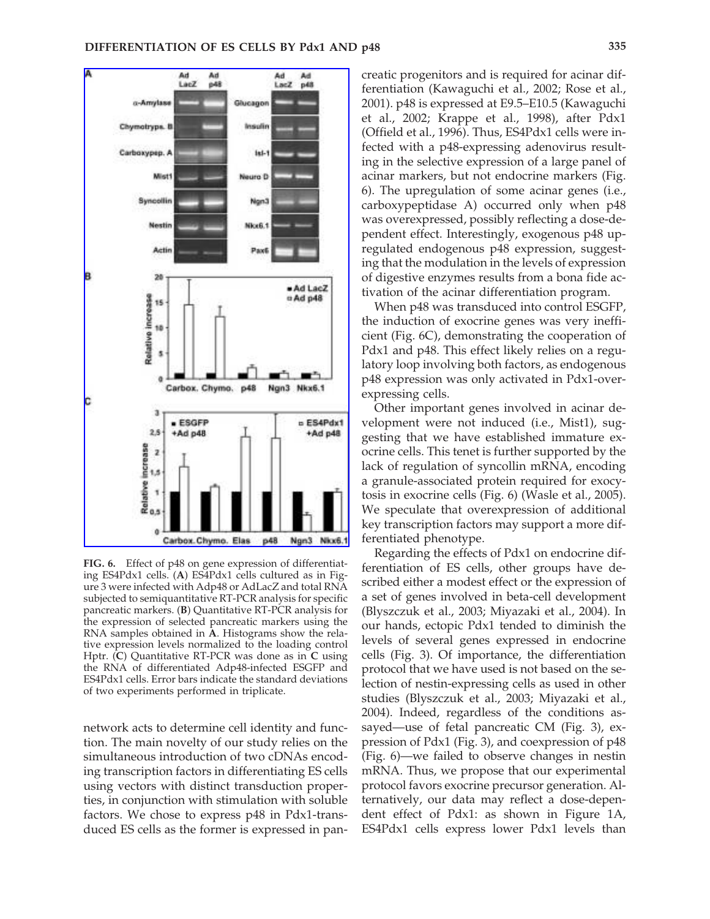**FIG. 6.** Effect of p48 on gene expression of differentiating ES4Pdx1 cells. (**A**) ES4Pdx1 cells cultured as in Figure 3 were infected with Adp48 or AdLacZ and total RNA subjected to semiquantitative RT-PCR analysis for specific pancreatic markers. (**B**) Quantitative RT-PCR analysis for the expression of selected pancreatic markers using the RNA samples obtained in **A**. Histograms show the relative expression levels normalized to the loading control Hptr. (**C**) Quantitative RT-PCR was done as in **C** using the RNA of differentiated Adp48-infected ESGFP and ES4Pdx1 cells. Error bars indicate the standard deviations of two experiments performed in triplicate.

network acts to determine cell identity and function. The main novelty of our study relies on the simultaneous introduction of two cDNAs encoding transcription factors in differentiating ES cells using vectors with distinct transduction properties, in conjunction with stimulation with soluble factors. We chose to express p48 in Pdx1-transduced ES cells as the former is expressed in pancreatic progenitors and is required for acinar differentiation (Kawaguchi et al., 2002; Rose et al., 2001). p48 is expressed at E9.5–E10.5 (Kawaguchi et al., 2002; Krappe et al., 1998), after Pdx1 (Offield et al., 1996). Thus, ES4Pdx1 cells were infected with a p48-expressing adenovirus resulting in the selective expression of a large panel of acinar markers, but not endocrine markers (Fig. 6). The upregulation of some acinar genes (i.e., carboxypeptidase A) occurred only when p48 was overexpressed, possibly reflecting a dose-dependent effect. Interestingly, exogenous p48 upregulated endogenous p48 expression, suggesting that the modulation in the levels of expression of digestive enzymes results from a bona fide activation of the acinar differentiation program.

When p48 was transduced into control ESGFP, the induction of exocrine genes was very inefficient (Fig. 6C), demonstrating the cooperation of Pdx1 and p48. This effect likely relies on a regulatory loop involving both factors, as endogenous p48 expression was only activated in Pdx1-overexpressing cells.

Other important genes involved in acinar development were not induced (i.e., Mist1), suggesting that we have established immature exocrine cells. This tenet is further supported by the lack of regulation of syncollin mRNA, encoding a granule-associated protein required for exocytosis in exocrine cells (Fig. 6) (Wasle et al., 2005). We speculate that overexpression of additional key transcription factors may support a more differentiated phenotype.

Regarding the effects of Pdx1 on endocrine differentiation of ES cells, other groups have described either a modest effect or the expression of a set of genes involved in beta-cell development (Blyszczuk et al., 2003; Miyazaki et al., 2004). In our hands, ectopic Pdx1 tended to diminish the levels of several genes expressed in endocrine cells (Fig. 3). Of importance, the differentiation protocol that we have used is not based on the selection of nestin-expressing cells as used in other studies (Blyszczuk et al., 2003; Miyazaki et al., 2004). Indeed, regardless of the conditions assayed—use of fetal pancreatic CM (Fig. 3), expression of Pdx1 (Fig. 3), and coexpression of p48 (Fig. 6)—we failed to observe changes in nestin mRNA. Thus, we propose that our experimental protocol favors exocrine precursor generation. Alternatively, our data may reflect a dose-dependent effect of Pdx1: as shown in Figure 1A, ES4Pdx1 cells express lower Pdx1 levels than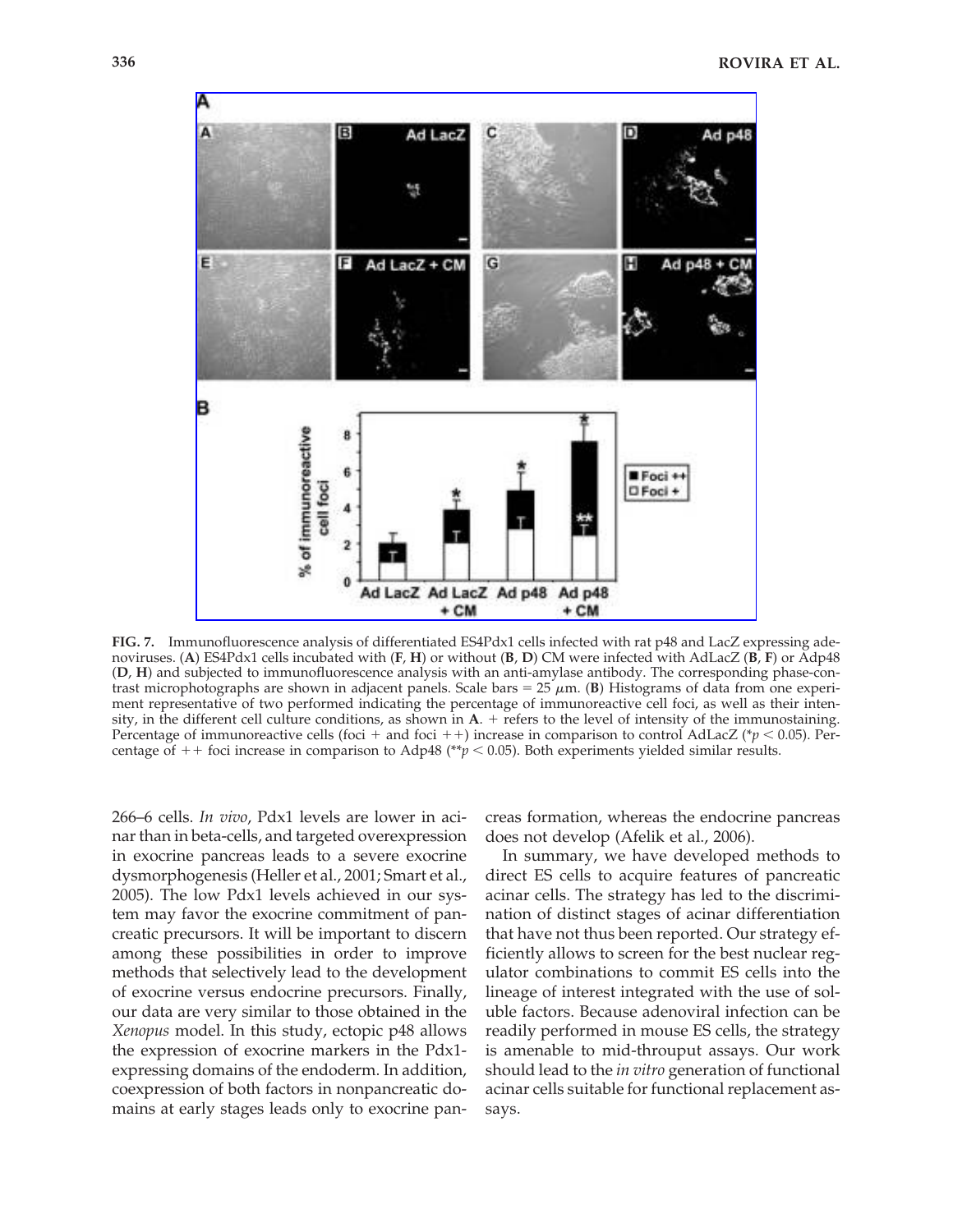**FIG. 7.** Immunofluorescence analysis of differentiated ES4Pdx1 cells infected with rat p48 and LacZ expressing adenoviruses. (**A**) ES4Pdx1 cells incubated with (**F**, **H**) or without (**B**, **D**) CM were infected with AdLacZ (**B**, **F**) or Adp48 (**D**, **H**) and subjected to immunofluorescence analysis with an anti-amylase antibody. The corresponding phase-contrast microphotographs are shown in adjacent panels. Scale bars = 25 $\mu$m. (**B**) Histograms of data from one experiment representative of two performed indicating the percentage of immunoreactive cell foci, as well as their intensity, in the different cell culture conditions, as shown in **A**. + refers to the level of intensity of the immunostaining. Percentage of immunoreactive cells (foci + and foci ++) increase in comparison to control AdLacZ (*$p < 0.05$). Percentage of ++ foci increase in comparison to Adp48 (**$p < 0.05$). Both experiments yielded similar results.

266–6 cells. *In vivo*, Pdx1 levels are lower in acinar than in beta-cells, and targeted overexpression in exocrine pancreas leads to a severe exocrine dysmorphogenesis (Heller et al., 2001; Smart et al., 2005). The low Pdx1 levels achieved in our system may favor the exocrine commitment of pancreatic precursors. It will be important to discern among these possibilities in order to improve methods that selectively lead to the development of exocrine versus endocrine precursors. Finally, our data are very similar to those obtained in the *Xenopus* model. In this study, ectopic p48 allows the expression of exocrine markers in the Pdx1-expressing domains of the endoderm. In addition, coexpression of both factors in nonpancreatic domains at early stages leads only to exocrine pancreas formation, whereas the endocrine pancreas does not develop (Afelik et al., 2006).

In summary, we have developed methods to direct ES cells to acquire features of pancreatic acinar cells. The strategy has led to the discrimination of distinct stages of acinar differentiation that have not thus been reported. Our strategy efficiently allows to screen for the best nuclear regulator combinations to commit ES cells into the lineage of interest integrated with the use of soluble factors. Because adenoviral infection can be readily performed in mouse ES cells, the strategy is amenable to mid-throuput assays. Our work should lead to the *in vitro* generation of functional acinar cells suitable for functional replacement assays.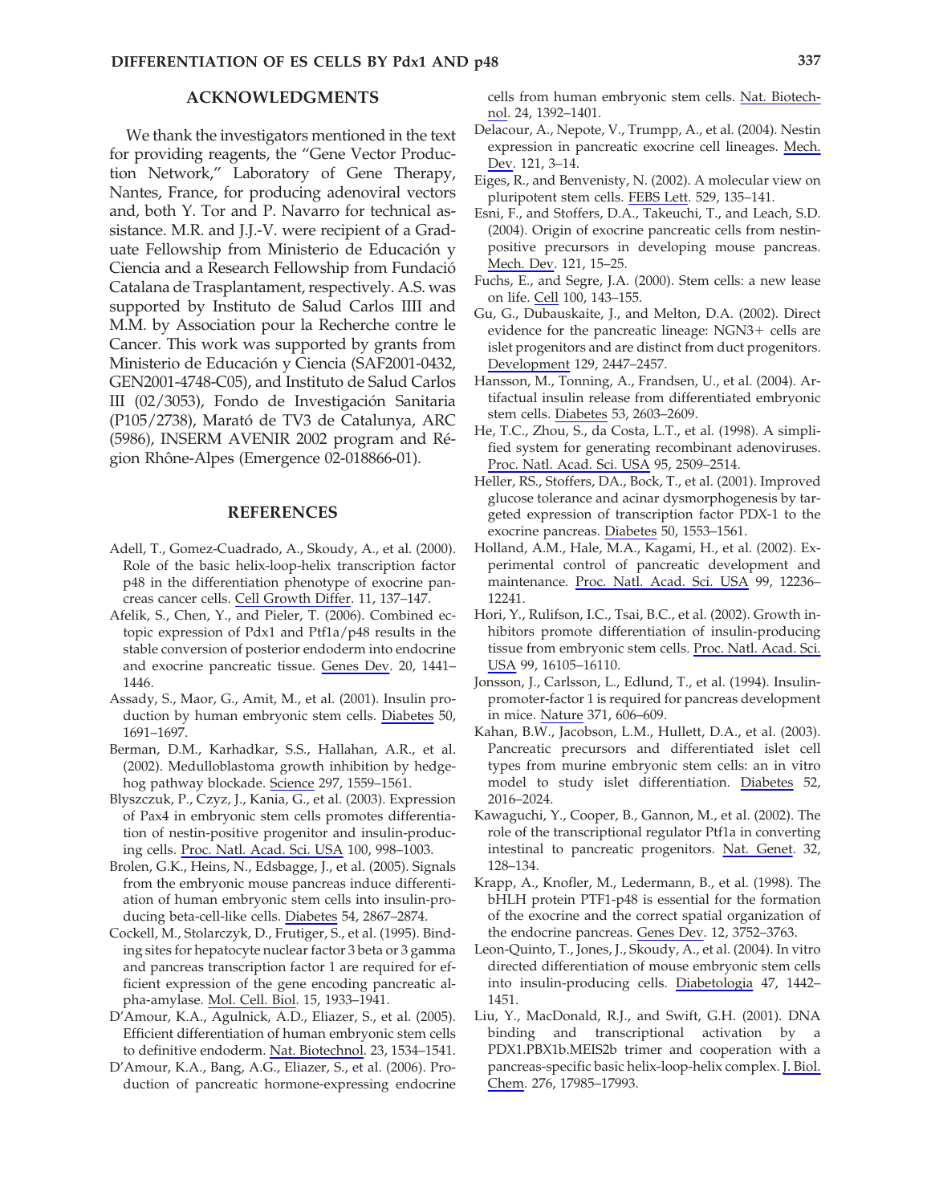## ACKNOWLEDGMENTS

We thank the investigators mentioned in the text for providing reagents, the "Gene Vector Production Network," Laboratory of Gene Therapy, Nantes, France, for producing adenoviral vectors and, both Y. Tor and P. Navarro for technical assistance. M.R. and J.J.-V. were recipient of a Graduate Fellowship from Ministerio de Educación y Ciencia and a Research Fellowship from Fundació Catalana de Trasplantament, respectively. A.S. was supported by Instituto de Salud Carlos IIII and M.M. by Association pour la Recherche contre le Cancer. This work was supported by grants from Ministerio de Educación y Ciencia (SAF2001-0432, GEN2001-4748-C05), and Instituto de Salud Carlos III (02/3053), Fondo de Investigación Sanitaria (P105/2738), Marató de TV3 de Catalunya, ARC (5986), INSERM AVENIR 2002 program and Région Rhône-Alpes (Emergence 02-018866-01).

## REFERENCES

Adell, T., Gomez-Cuadrado, A., Skoudy, A., et al. (2000). Role of the basic helix-loop-helix transcription factor p48 in the differentiation phenotype of exocrine pancreas cancer cells. Cell Growth Differ. 11, 137–147.

Afelik, S., Chen, Y., and Pieler, T. (2006). Combined ectopic expression of Pdx1 and Ptf1a/p48 results in the stable conversion of posterior endoderm into endocrine and exocrine pancreatic tissue. Genes Dev. 20, 1441–1446.

Assady, S., Maor, G., Amit, M., et al. (2001). Insulin production by human embryonic stem cells. Diabetes 50, 1691–1697.

Berman, D.M., Karhadkar, S.S., Hallahan, A.R., et al. (2002). Medulloblastoma growth inhibition by hedgehog pathway blockade. Science 297, 1559–1561.

Blyszczuk, P., Czyz, J., Kania, G., et al. (2003). Expression of Pax4 in embryonic stem cells promotes differentiation of nestin-positive progenitor and insulin-producing cells. Proc. Natl. Acad. Sci. USA 100, 998–1003.

Brolen, G.K., Heins, N., Edsbagge, J., et al. (2005). Signals from the embryonic mouse pancreas induce differentiation of human embryonic stem cells into insulin-producing beta-cell-like cells. Diabetes 54, 2867–2874.

Cockell, M., Stolarczyk, D., Frutiger, S., et al. (1995). Binding sites for hepatocyte nuclear factor 3 beta or 3 gamma and pancreas transcription factor 1 are required for efficient expression of the gene encoding pancreatic alpha-amylase. Mol. Cell. Biol. 15, 1933–1941.

D'Amour, K.A., Agulnick, A.D., Eliazer, S., et al. (2005). Efficient differentiation of human embryonic stem cells to definitive endoderm. Nat. Biotechnol. 23, 1534–1541.

D'Amour, K.A., Bang, A.G., Eliazer, S., et al. (2006). Production of pancreatic hormone-expressing endocrine cells from human embryonic stem cells. Nat. Biotechnol. 24, 1392–1401.

Delacour, A., Nepote, V., Trumpp, A., et al. (2004). Nestin expression in pancreatic exocrine cell lineages. Mech. Dev. 121, 3–14.

Eiges, R., and Benvenisty, N. (2002). A molecular view on pluripotent stem cells. FEBS Lett. 529, 135–141.

Esni, F., and Stoffers, D.A., Takeuchi, T., and Leach, S.D. (2004). Origin of exocrine pancreatic cells from nestin-positive precursors in developing mouse pancreas. Mech. Dev. 121, 15–25.

Fuchs, E., and Segre, J.A. (2000). Stem cells: a new lease on life. Cell 100, 143–155.

Gu, G., Dubauskaite, J., and Melton, D.A. (2002). Direct evidence for the pancreatic lineage: NGN3+ cells are islet progenitors and are distinct from duct progenitors. Development 129, 2447–2457.

Hansson, M., Tonning, A., Frandsen, U., et al. (2004). Artifactual insulin release from differentiated embryonic stem cells. Diabetes 53, 2603–2609.

He, T.C., Zhou, S., da Costa, L.T., et al. (1998). A simplified system for generating recombinant adenoviruses. Proc. Natl. Acad. Sci. USA 95, 2509–2514.

Heller, RS., Stoffers, DA., Bock, T., et al. (2001). Improved glucose tolerance and acinar dysmorphogenesis by targeted expression of transcription factor PDX-1 to the exocrine pancreas. Diabetes 50, 1553–1561.

Holland, A.M., Hale, M.A., Kagami, H., et al. (2002). Experimental control of pancreatic development and maintenance. Proc. Natl. Acad. Sci. USA 99, 12236–12241.

Hori, Y., Rulifson, I.C., Tsai, B.C., et al. (2002). Growth inhibitors promote differentiation of insulin-producing tissue from embryonic stem cells. Proc. Natl. Acad. Sci. USA 99, 16105–16110.

Jonsson, J., Carlsson, L., Edlund, T., et al. (1994). Insulin-promoter-factor 1 is required for pancreas development in mice. Nature 371, 606–609.

Kahan, B.W., Jacobson, L.M., Hullett, D.A., et al. (2003). Pancreatic precursors and differentiated islet cell types from murine embryonic stem cells: an in vitro model to study islet differentiation. Diabetes 52, 2016–2024.

Kawaguchi, Y., Cooper, B., Gannon, M., et al. (2002). The role of the transcriptional regulator Ptf1a in converting intestinal to pancreatic progenitors. Nat. Genet. 32, 128–134.

Krapp, A., Knofler, M., Ledermann, B., et al. (1998). The bHLH protein PTF1-p48 is essential for the formation of the exocrine and the correct spatial organization of the endocrine pancreas. Genes Dev. 12, 3752–3763.

Leon-Quinto, T., Jones, J., Skoudy, A., et al. (2004). In vitro directed differentiation of mouse embryonic stem cells into insulin-producing cells. Diabetologia 47, 1442–1451.

Liu, Y., MacDonald, R.J., and Swift, G.H. (2001). DNA binding and transcriptional activation by a PDX1.PBX1b.MEIS2b trimer and cooperation with a pancreas-specific basic helix-loop-helix complex. J. Biol. Chem. 276, 17985–17993.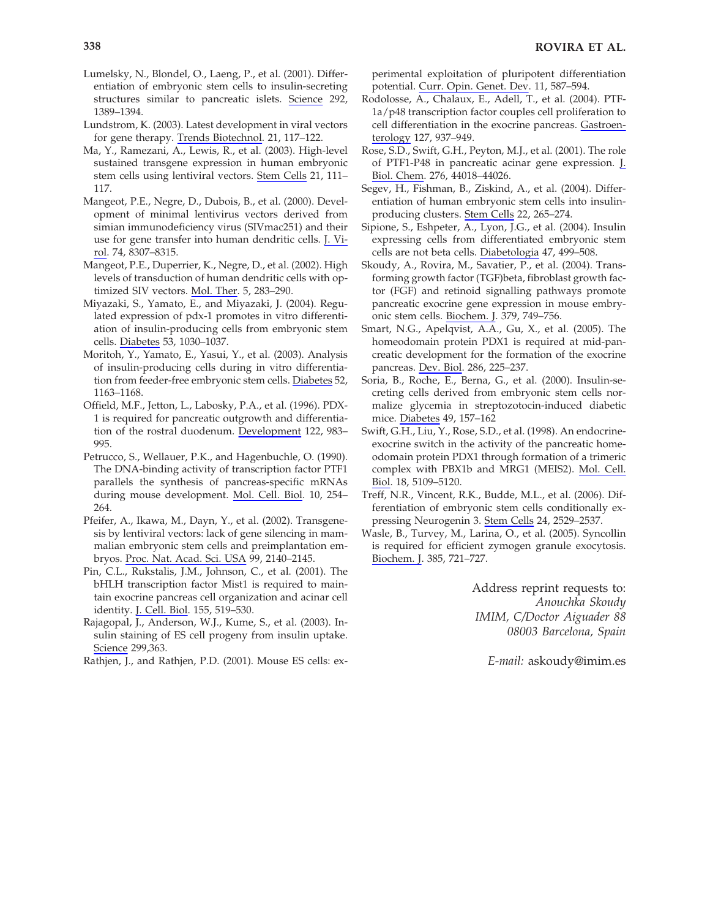Lumelsky, N., Blondel, O., Laeng, P., et al. (2001). Differentiation of embryonic stem cells to insulin-secreting structures similar to pancreatic islets. Science 292, 1389–1394.

Lundstrom, K. (2003). Latest development in viral vectors for gene therapy. Trends Biotechnol. 21, 117–122.

Ma, Y., Ramezani, A., Lewis, R., et al. (2003). High-level sustained transgene expression in human embryonic stem cells using lentiviral vectors. Stem Cells 21, 111–117.

Mangeot, P.E., Negre, D., Dubois, B., et al. (2000). Development of minimal lentivirus vectors derived from simian immunodeficiency virus (SIVmac251) and their use for gene transfer into human dendritic cells. J. Virol. 74, 8307–8315.

Mangeot, P.E., Duperrier, K., Negre, D., et al. (2002). High levels of transduction of human dendritic cells with optimized SIV vectors. Mol. Ther. 5, 283–290.

Miyazaki, S., Yamato, E., and Miyazaki, J. (2004). Regulated expression of pdx-1 promotes in vitro differentiation of insulin-producing cells from embryonic stem cells. Diabetes 53, 1030–1037.

Moritoh, Y., Yamato, E., Yasui, Y., et al. (2003). Analysis of insulin-producing cells during in vitro differentiation from feeder-free embryonic stem cells. Diabetes 52, 1163–1168.

Offield, M.F., Jetton, L., Labosky, P.A., et al. (1996). PDX-1 is required for pancreatic outgrowth and differentiation of the rostral duodenum. Development 122, 983–995.

Petrucco, S., Wellauer, P.K., and Hagenbuchle, O. (1990). The DNA-binding activity of transcription factor PTF1 parallels the synthesis of pancreas-specific mRNAs during mouse development. Mol. Cell. Biol. 10, 254–264.

Pfeifer, A., Ikawa, M., Dayn, Y., et al. (2002). Transgenesis by lentiviral vectors: lack of gene silencing in mammalian embryonic stem cells and preimplantation embryos. Proc. Nat. Acad. Sci. USA 99, 2140–2145.

Pin, C.L., Rukstalis, J.M., Johnson, C., et al. (2001). The bHLH transcription factor Mist1 is required to maintain exocrine pancreas cell organization and acinar cell identity. J. Cell. Biol. 155, 519–530.

Rajagopal, J., Anderson, W.J., Kume, S., et al. (2003). Insulin staining of ES cell progeny from insulin uptake. Science 299,363.

Rathjen, J., and Rathjen, P.D. (2001). Mouse ES cells: experimental exploitation of pluripotent differentiation potential. Curr. Opin. Genet. Dev. 11, 587–594.

Rodolosse, A., Chalaux, E., Adell, T., et al. (2004). PTF-1a/p48 transcription factor couples cell proliferation to cell differentiation in the exocrine pancreas. Gastroenterology 127, 937–949.

Rose, S.D., Swift, G.H., Peyton, M.J., et al. (2001). The role of PTF1-P48 in pancreatic acinar gene expression. J. Biol. Chem. 276, 44018–44026.

Segev, H., Fishman, B., Ziskind, A., et al. (2004). Differentiation of human embryonic stem cells into insulin-producing clusters. Stem Cells 22, 265–274.

Sipione, S., Eshpeter, A., Lyon, J.G., et al. (2004). Insulin expressing cells from differentiated embryonic stem cells are not beta cells. Diabetologia 47, 499–508.

Skoudy, A., Rovira, M., Savatier, P., et al. (2004). Transforming growth factor (TGF)beta, fibroblast growth factor (FGF) and retinoid signalling pathways promote pancreatic exocrine gene expression in mouse embryonic stem cells. Biochem. J. 379, 749–756.

Smart, N.G., Apelqvist, A.A., Gu, X., et al. (2005). The homeodomain protein PDX1 is required at mid-pancreatic development for the formation of the exocrine pancreas. Dev. Biol. 286, 225–237.

Soria, B., Roche, E., Berna, G., et al. (2000). Insulin-secreting cells derived from embryonic stem cells normalize glycemia in streptozotocin-induced diabetic mice. Diabetes 49, 157–162

Swift, G.H., Liu, Y., Rose, S.D., et al. (1998). An endocrine-exocrine switch in the activity of the pancreatic homeodomain protein PDX1 through formation of a trimeric complex with PBX1b and MRG1 (MEIS2). Mol. Cell. Biol. 18, 5109–5120.

Treff, N.R., Vincent, R.K., Budde, M.L., et al. (2006). Differentiation of embryonic stem cells conditionally expressing Neurogenin 3. Stem Cells 24, 2529–2537.

Wasle, B., Turvey, M., Larina, O., et al. (2005). Syncollin is required for efficient zymogen granule exocytosis. Biochem. J. 385, 721–727.

Address reprint requests to:
*Anouchka Skoudy*
*IMIM, C/Doctor Aiguader 88*
*08003 Barcelona, Spain*

*E-mail:* askoudy@imim.es